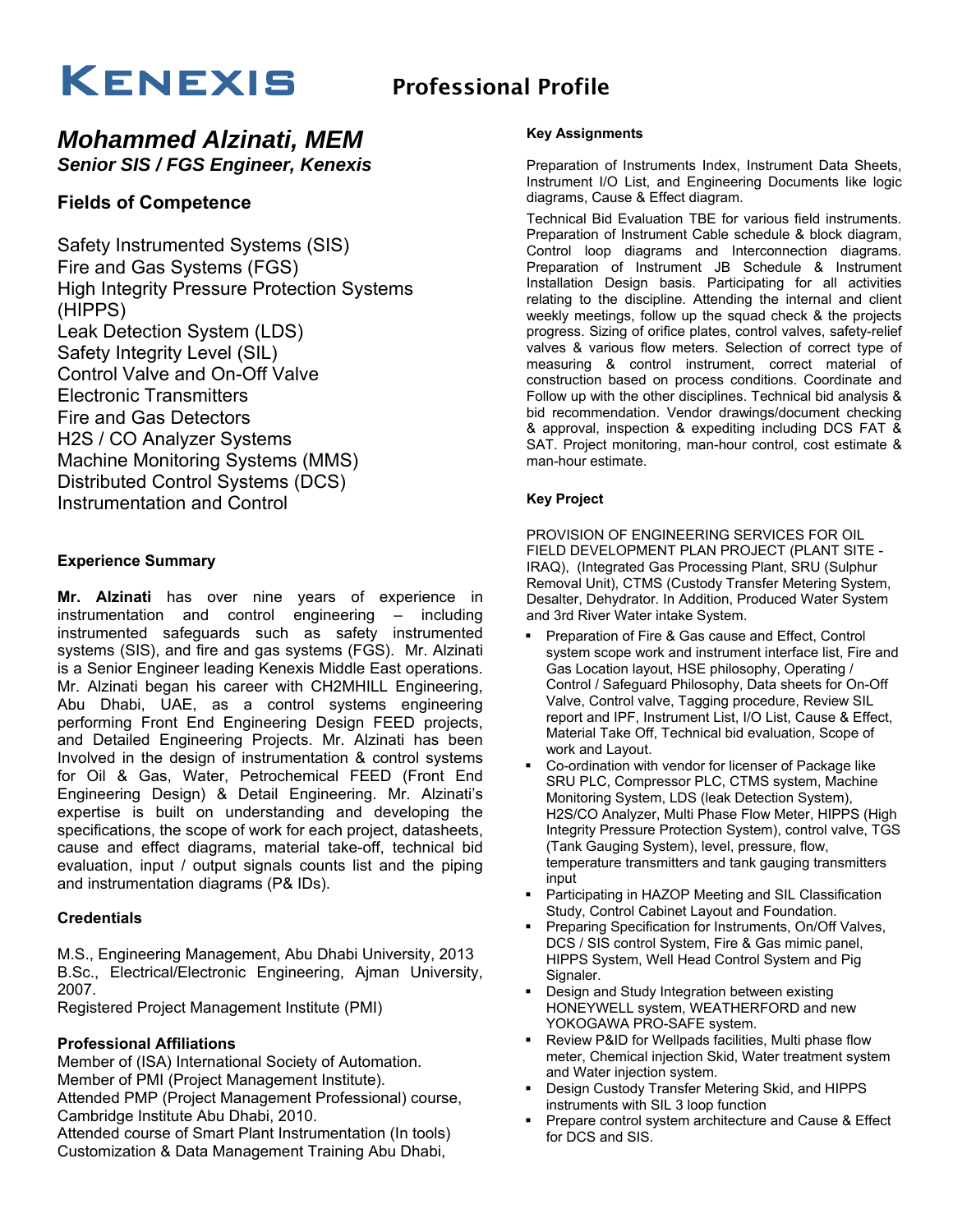# KENEXIS

## Professional Profile

# *Mohammed Alzinati, MEM*

***Senior SIS / FGS Engineer, Kenexis***

### Fields of Competence

Safety Instrumented Systems (SIS)
Fire and Gas Systems (FGS)
High Integrity Pressure Protection Systems (HIPPS)
Leak Detection System (LDS)
Safety Integrity Level (SIL)
Control Valve and On-Off Valve
Electronic Transmitters
Fire and Gas Detectors
H2S / CO Analyzer Systems
Machine Monitoring Systems (MMS)
Distributed Control Systems (DCS)
Instrumentation and Control

#### Experience Summary

**Mr. Alzinati** has over nine years of experience in instrumentation and control engineering – including instrumented safeguards such as safety instrumented systems (SIS), and fire and gas systems (FGS). Mr. Alzinati is a Senior Engineer leading Kenexis Middle East operations. Mr. Alzinati began his career with CH2MHILL Engineering, Abu Dhabi, UAE, as a control systems engineering performing Front End Engineering Design FEED projects, and Detailed Engineering Projects. Mr. Alzinati has been Involved in the design of instrumentation & control systems for Oil & Gas, Water, Petrochemical FEED (Front End Engineering Design) & Detail Engineering. Mr. Alzinati's expertise is built on understanding and developing the specifications, the scope of work for each project, datasheets, cause and effect diagrams, material take-off, technical bid evaluation, input / output signals counts list and the piping and instrumentation diagrams (P& IDs).

#### Credentials

M.S., Engineering Management, Abu Dhabi University, 2013
B.Sc., Electrical/Electronic Engineering, Ajman University, 2007.
Registered Project Management Institute (PMI)

#### Professional Affiliations

Member of (ISA) International Society of Automation.
Member of PMI (Project Management Institute).
Attended PMP (Project Management Professional) course, Cambridge Institute Abu Dhabi, 2010.
Attended course of Smart Plant Instrumentation (In tools) Customization & Data Management Training Abu Dhabi,

#### Key Assignments

Preparation of Instruments Index, Instrument Data Sheets, Instrument I/O List, and Engineering Documents like logic diagrams, Cause & Effect diagram.

Technical Bid Evaluation TBE for various field instruments. Preparation of Instrument Cable schedule & block diagram, Control loop diagrams and Interconnection diagrams. Preparation of Instrument JB Schedule & Instrument Installation Design basis. Participating for all activities relating to the discipline. Attending the internal and client weekly meetings, follow up the squad check & the projects progress. Sizing of orifice plates, control valves, safety-relief valves & various flow meters. Selection of correct type of measuring & control instrument, correct material of construction based on process conditions. Coordinate and Follow up with the other disciplines. Technical bid analysis & bid recommendation. Vendor drawings/document checking & approval, inspection & expediting including DCS FAT & SAT. Project monitoring, man-hour control, cost estimate & man-hour estimate.

#### Key Project

PROVISION OF ENGINEERING SERVICES FOR OIL FIELD DEVELOPMENT PLAN PROJECT (PLANT SITE - IRAQ), (Integrated Gas Processing Plant, SRU (Sulphur Removal Unit), CTMS (Custody Transfer Metering System, Desalter, Dehydrator. In Addition, Produced Water System and 3rd River Water intake System.

- Preparation of Fire & Gas cause and Effect, Control system scope work and instrument interface list, Fire and Gas Location layout, HSE philosophy, Operating / Control / Safeguard Philosophy, Data sheets for On-Off Valve, Control valve, Tagging procedure, Review SIL report and IPF, Instrument List, I/O List, Cause & Effect, Material Take Off, Technical bid evaluation, Scope of work and Layout.
- Co-ordination with vendor for licenser of Package like SRU PLC, Compressor PLC, CTMS system, Machine Monitoring System, LDS (leak Detection System), H2S/CO Analyzer, Multi Phase Flow Meter, HIPPS (High Integrity Pressure Protection System), control valve, TGS (Tank Gauging System), level, pressure, flow, temperature transmitters and tank gauging transmitters input
- Participating in HAZOP Meeting and SIL Classification Study, Control Cabinet Layout and Foundation.
- Preparing Specification for Instruments, On/Off Valves, DCS / SIS control System, Fire & Gas mimic panel, HIPPS System, Well Head Control System and Pig Signaler.
- Design and Study Integration between existing HONEYWELL system, WEATHERFORD and new YOKOGAWA PRO-SAFE system.
- Review P&ID for Wellpads facilities, Multi phase flow meter, Chemical injection Skid, Water treatment system and Water injection system.
- Design Custody Transfer Metering Skid, and HIPPS instruments with SIL 3 loop function
- Prepare control system architecture and Cause & Effect for DCS and SIS.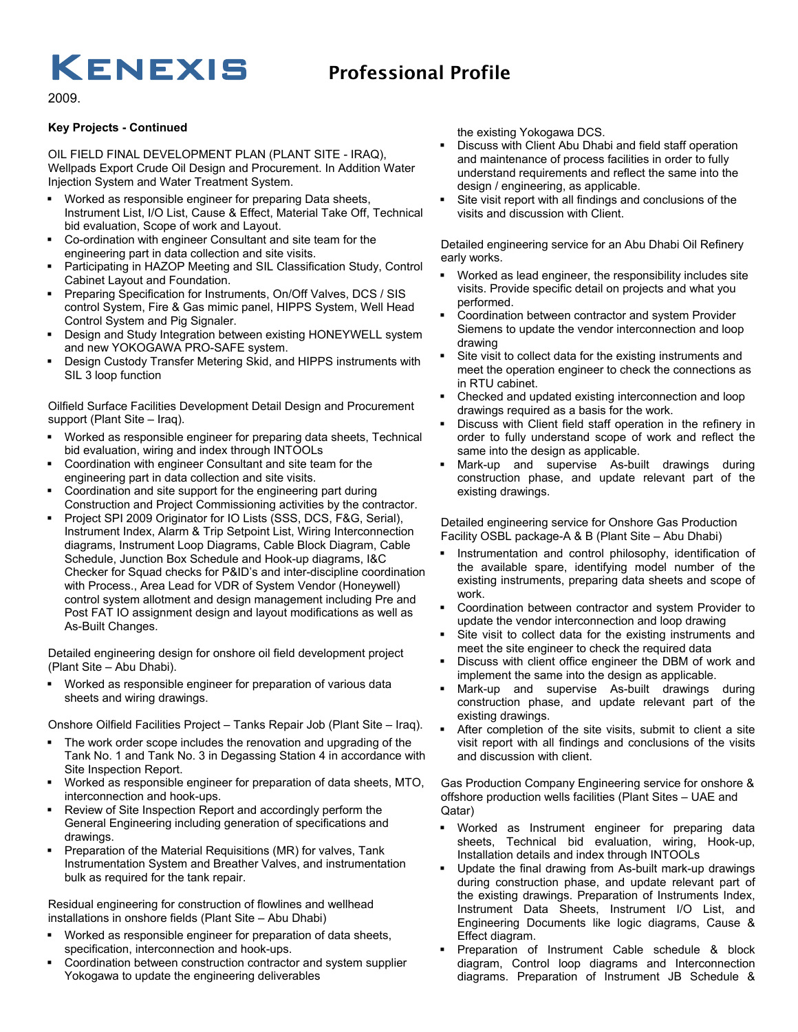2009.

**Key Projects - Continued**

OIL FIELD FINAL DEVELOPMENT PLAN (PLANT SITE - IRAQ), Wellpads Export Crude Oil Design and Procurement. In Addition Water Injection System and Water Treatment System.

- Worked as responsible engineer for preparing Data sheets, Instrument List, I/O List, Cause & Effect, Material Take Off, Technical bid evaluation, Scope of work and Layout.
- Co-ordination with engineer Consultant and site team for the engineering part in data collection and site visits.
- Participating in HAZOP Meeting and SIL Classification Study, Control Cabinet Layout and Foundation.
- Preparing Specification for Instruments, On/Off Valves, DCS / SIS control System, Fire & Gas mimic panel, HIPPS System, Well Head Control System and Pig Signaler.
- Design and Study Integration between existing HONEYWELL system and new YOKOGAWA PRO-SAFE system.
- Design Custody Transfer Metering Skid, and HIPPS instruments with SIL 3 loop function

Oilfield Surface Facilities Development Detail Design and Procurement support (Plant Site – Iraq).

- Worked as responsible engineer for preparing data sheets, Technical bid evaluation, wiring and index through INTOOLs
- Coordination with engineer Consultant and site team for the engineering part in data collection and site visits.
- Coordination and site support for the engineering part during Construction and Project Commissioning activities by the contractor.
- Project SPI 2009 Originator for IO Lists (SSS, DCS, F&G, Serial), Instrument Index, Alarm & Trip Setpoint List, Wiring Interconnection diagrams, Instrument Loop Diagrams, Cable Block Diagram, Cable Schedule, Junction Box Schedule and Hook-up diagrams, I&C Checker for Squad checks for P&ID's and inter-discipline coordination with Process., Area Lead for VDR of System Vendor (Honeywell) control system allotment and design management including Pre and Post FAT IO assignment design and layout modifications as well as As-Built Changes.

Detailed engineering design for onshore oil field development project (Plant Site – Abu Dhabi).

- Worked as responsible engineer for preparation of various data sheets and wiring drawings.

Onshore Oilfield Facilities Project – Tanks Repair Job (Plant Site – Iraq).

- The work order scope includes the renovation and upgrading of the Tank No. 1 and Tank No. 3 in Degassing Station 4 in accordance with Site Inspection Report.
- Worked as responsible engineer for preparation of data sheets, MTO, interconnection and hook-ups.
- Review of Site Inspection Report and accordingly perform the General Engineering including generation of specifications and drawings.
- Preparation of the Material Requisitions (MR) for valves, Tank Instrumentation System and Breather Valves, and instrumentation bulk as required for the tank repair.

Residual engineering for construction of flowlines and wellhead installations in onshore fields (Plant Site – Abu Dhabi)

- Worked as responsible engineer for preparation of data sheets, specification, interconnection and hook-ups.
- Coordination between construction contractor and system supplier Yokogawa to update the engineering deliverables the existing Yokogawa DCS.
- Discuss with Client Abu Dhabi and field staff operation and maintenance of process facilities in order to fully understand requirements and reflect the same into the design / engineering, as applicable.
- Site visit report with all findings and conclusions of the visits and discussion with Client.

Detailed engineering service for an Abu Dhabi Oil Refinery early works.

- Worked as lead engineer, the responsibility includes site visits. Provide specific detail on projects and what you performed.
- Coordination between contractor and system Provider Siemens to update the vendor interconnection and loop drawing
- Site visit to collect data for the existing instruments and meet the operation engineer to check the connections as in RTU cabinet.
- Checked and updated existing interconnection and loop drawings required as a basis for the work.
- Discuss with Client field staff operation in the refinery in order to fully understand scope of work and reflect the same into the design as applicable.
- Mark-up and supervise As-built drawings during construction phase, and update relevant part of the existing drawings.

Detailed engineering service for Onshore Gas Production Facility OSBL package-A & B (Plant Site – Abu Dhabi)

- Instrumentation and control philosophy, identification of the available spare, identifying model number of the existing instruments, preparing data sheets and scope of work.
- Coordination between contractor and system Provider to update the vendor interconnection and loop drawing
- Site visit to collect data for the existing instruments and meet the site engineer to check the required data
- Discuss with client office engineer the DBM of work and implement the same into the design as applicable.
- Mark-up and supervise As-built drawings during construction phase, and update relevant part of the existing drawings.
- After completion of the site visits, submit to client a site visit report with all findings and conclusions of the visits and discussion with client.

Gas Production Company Engineering service for onshore & offshore production wells facilities (Plant Sites – UAE and Qatar)

- Worked as Instrument engineer for preparing data sheets, Technical bid evaluation, wiring, Hook-up, Installation details and index through INTOOLs
- Update the final drawing from As-built mark-up drawings during construction phase, and update relevant part of the existing drawings. Preparation of Instruments Index, Instrument Data Sheets, Instrument I/O List, and Engineering Documents like logic diagrams, Cause & Effect diagram.
- Preparation of Instrument Cable schedule & block diagram, Control loop diagrams and Interconnection diagrams. Preparation of Instrument JB Schedule &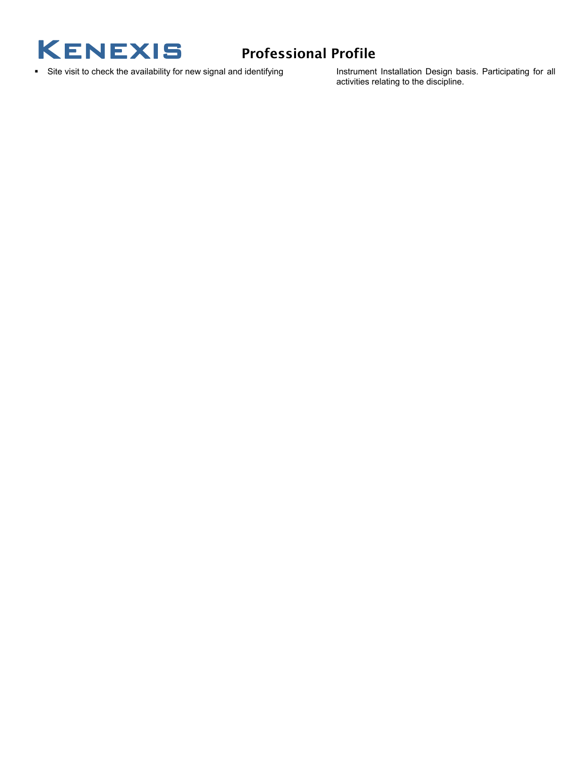- Site visit to check the availability for new signal and identifying

Instrument Installation Design basis. Participating for all activities relating to the discipline.